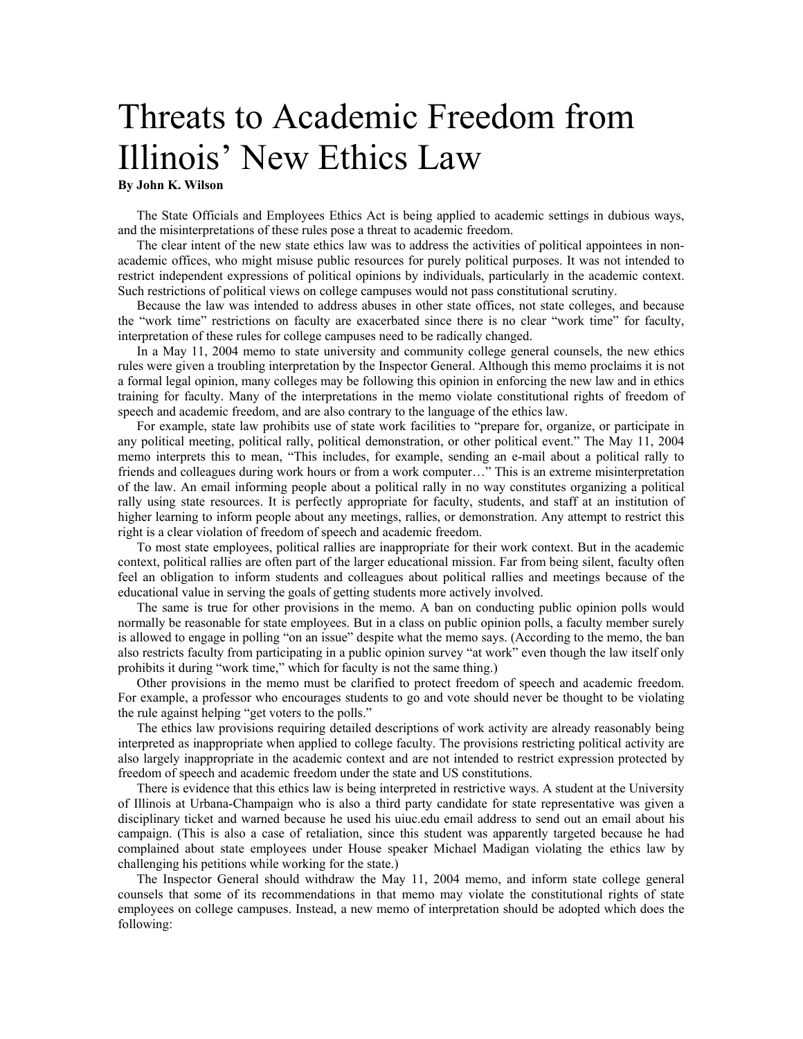# Threats to Academic Freedom from Illinois' New Ethics Law

**By John K. Wilson**

The State Officials and Employees Ethics Act is being applied to academic settings in dubious ways, and the misinterpretations of these rules pose a threat to academic freedom.

The clear intent of the new state ethics law was to address the activities of political appointees in non-academic offices, who might misuse public resources for purely political purposes. It was not intended to restrict independent expressions of political opinions by individuals, particularly in the academic context. Such restrictions of political views on college campuses would not pass constitutional scrutiny.

Because the law was intended to address abuses in other state offices, not state colleges, and because the "work time" restrictions on faculty are exacerbated since there is no clear "work time" for faculty, interpretation of these rules for college campuses need to be radically changed.

In a May 11, 2004 memo to state university and community college general counsels, the new ethics rules were given a troubling interpretation by the Inspector General. Although this memo proclaims it is not a formal legal opinion, many colleges may be following this opinion in enforcing the new law and in ethics training for faculty. Many of the interpretations in the memo violate constitutional rights of freedom of speech and academic freedom, and are also contrary to the language of the ethics law.

For example, state law prohibits use of state work facilities to "prepare for, organize, or participate in any political meeting, political rally, political demonstration, or other political event." The May 11, 2004 memo interprets this to mean, "This includes, for example, sending an e-mail about a political rally to friends and colleagues during work hours or from a work computer…" This is an extreme misinterpretation of the law. An email informing people about a political rally in no way constitutes organizing a political rally using state resources. It is perfectly appropriate for faculty, students, and staff at an institution of higher learning to inform people about any meetings, rallies, or demonstration. Any attempt to restrict this right is a clear violation of freedom of speech and academic freedom.

To most state employees, political rallies are inappropriate for their work context. But in the academic context, political rallies are often part of the larger educational mission. Far from being silent, faculty often feel an obligation to inform students and colleagues about political rallies and meetings because of the educational value in serving the goals of getting students more actively involved.

The same is true for other provisions in the memo. A ban on conducting public opinion polls would normally be reasonable for state employees. But in a class on public opinion polls, a faculty member surely is allowed to engage in polling "on an issue" despite what the memo says. (According to the memo, the ban also restricts faculty from participating in a public opinion survey "at work" even though the law itself only prohibits it during "work time," which for faculty is not the same thing.)

Other provisions in the memo must be clarified to protect freedom of speech and academic freedom. For example, a professor who encourages students to go and vote should never be thought to be violating the rule against helping "get voters to the polls."

The ethics law provisions requiring detailed descriptions of work activity are already reasonably being interpreted as inappropriate when applied to college faculty. The provisions restricting political activity are also largely inappropriate in the academic context and are not intended to restrict expression protected by freedom of speech and academic freedom under the state and US constitutions.

There is evidence that this ethics law is being interpreted in restrictive ways. A student at the University of Illinois at Urbana-Champaign who is also a third party candidate for state representative was given a disciplinary ticket and warned because he used his uiuc.edu email address to send out an email about his campaign. (This is also a case of retaliation, since this student was apparently targeted because he had complained about state employees under House speaker Michael Madigan violating the ethics law by challenging his petitions while working for the state.)

The Inspector General should withdraw the May 11, 2004 memo, and inform state college general counsels that some of its recommendations in that memo may violate the constitutional rights of state employees on college campuses. Instead, a new memo of interpretation should be adopted which does the following: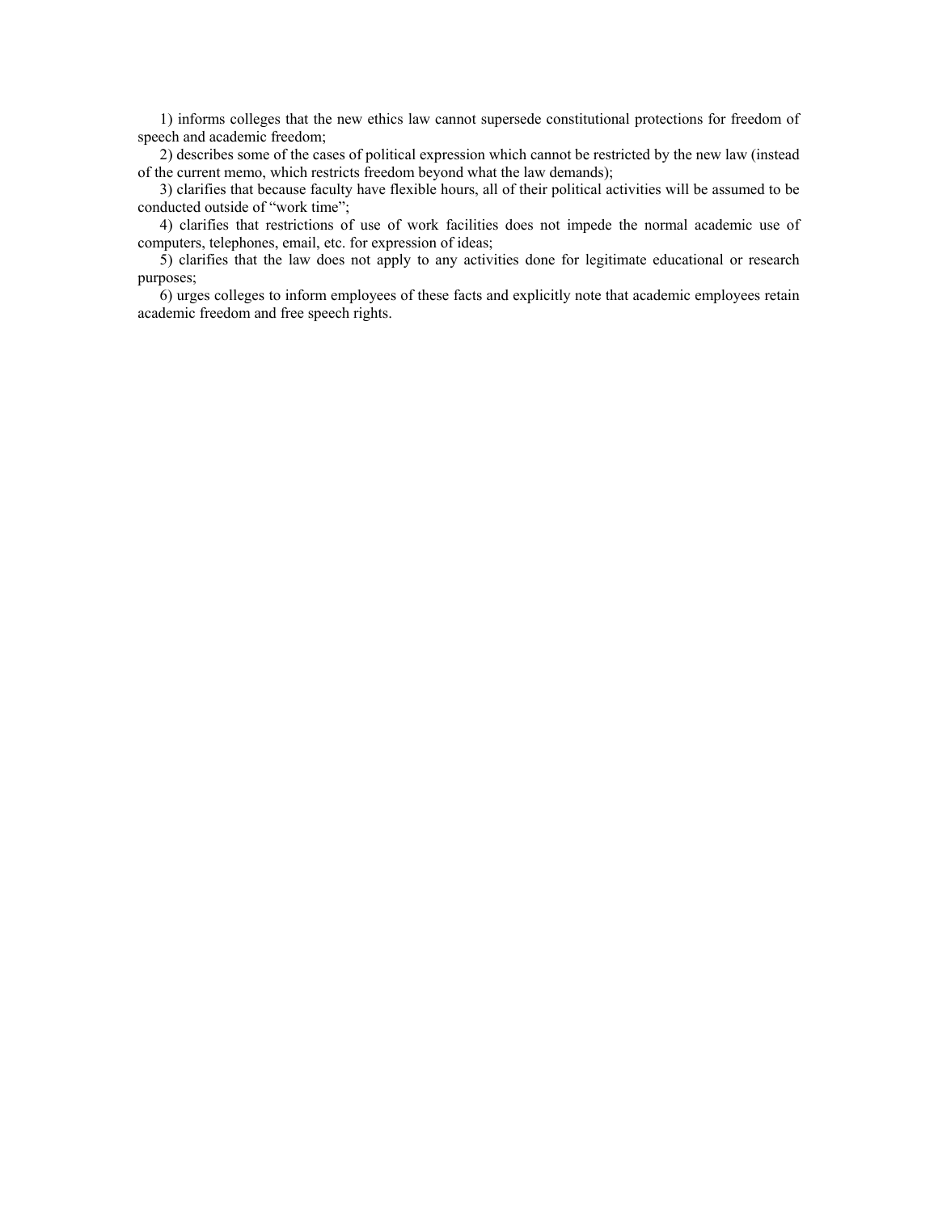1) informs colleges that the new ethics law cannot supersede constitutional protections for freedom of speech and academic freedom;

2) describes some of the cases of political expression which cannot be restricted by the new law (instead of the current memo, which restricts freedom beyond what the law demands);

3) clarifies that because faculty have flexible hours, all of their political activities will be assumed to be conducted outside of "work time";

4) clarifies that restrictions of use of work facilities does not impede the normal academic use of computers, telephones, email, etc. for expression of ideas;

5) clarifies that the law does not apply to any activities done for legitimate educational or research purposes;

6) urges colleges to inform employees of these facts and explicitly note that academic employees retain academic freedom and free speech rights.